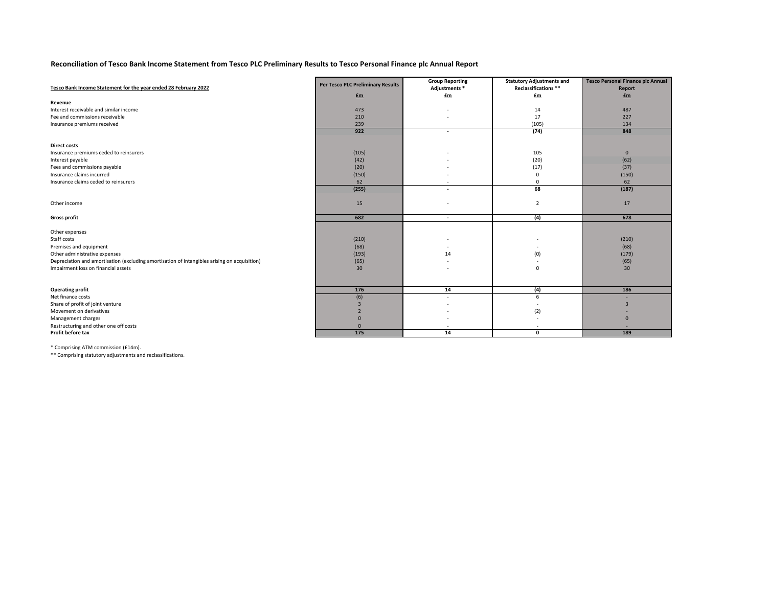## Reconciliation of Tesco Bank Income Statement from Tesco PLC Preliminary Results to Tesco Personal Finance plc Annual Report

| Tesco Bank Income Statement for the year ended 28 February 2022 | Per Tesco PLC Preliminary Results | Group Reporting Adjustments * | Statutory Adjustments and Reclassifications ** | Tesco Personal Finance plc Annual Report |
|---|---|---|---|---|
| | £m | £m | £m | £m |
| **Revenue** | | | | |
| Interest receivable and similar income | 473 | - | 14 | 487 |
| Fee and commissions receivable | 210 | - | 17 | 227 |
| Insurance premiums received | 239 | | (105) | 134 |
| | **922** | **-** | **(74)** | **848** |
| **Direct costs** | | | | |
| Insurance premiums ceded to reinsurers | (105) | - | 105 | 0 |
| Interest payable | (42) | - | (20) | (62) |
| Fees and commissions payable | (20) | - | (17) | (37) |
| Insurance claims incurred | (150) | - | 0 | (150) |
| Insurance claims ceded to reinsurers | 62 | - | 0 | 62 |
| | **(255)** | **-** | **68** | **(187)** |
| Other income | 15 | - | 2 | 17 |
| **Gross profit** | **682** | **-** | **(4)** | **678** |
| Other expenses | | | | |
| Staff costs | (210) | - | - | (210) |
| Premises and equipment | (68) | - | - | (68) |
| Other administrative expenses | (193) | 14 | (0) | (179) |
| Depreciation and amortisation (excluding amortisation of intangibles arising on acquisition) | (65) | - | - | (65) |
| Impairment loss on financial assets | 30 | - | 0 | 30 |
| **Operating profit** | **176** | **14** | **(4)** | **186** |
| Net finance costs | (6) | - | 6 | - |
| Share of profit of joint venture | 3 | - | - | 3 |
| Movement on derivatives | 2 | - | (2) | - |
| Management charges | 0 | - | - | 0 |
| Restructuring and other one off costs | 0 | - | - | - |
| **Profit before tax** | **175** | **14** | **0** | **189** |

\* Comprising ATM commission (£14m).

\*\* Comprising statutory adjustments and reclassifications.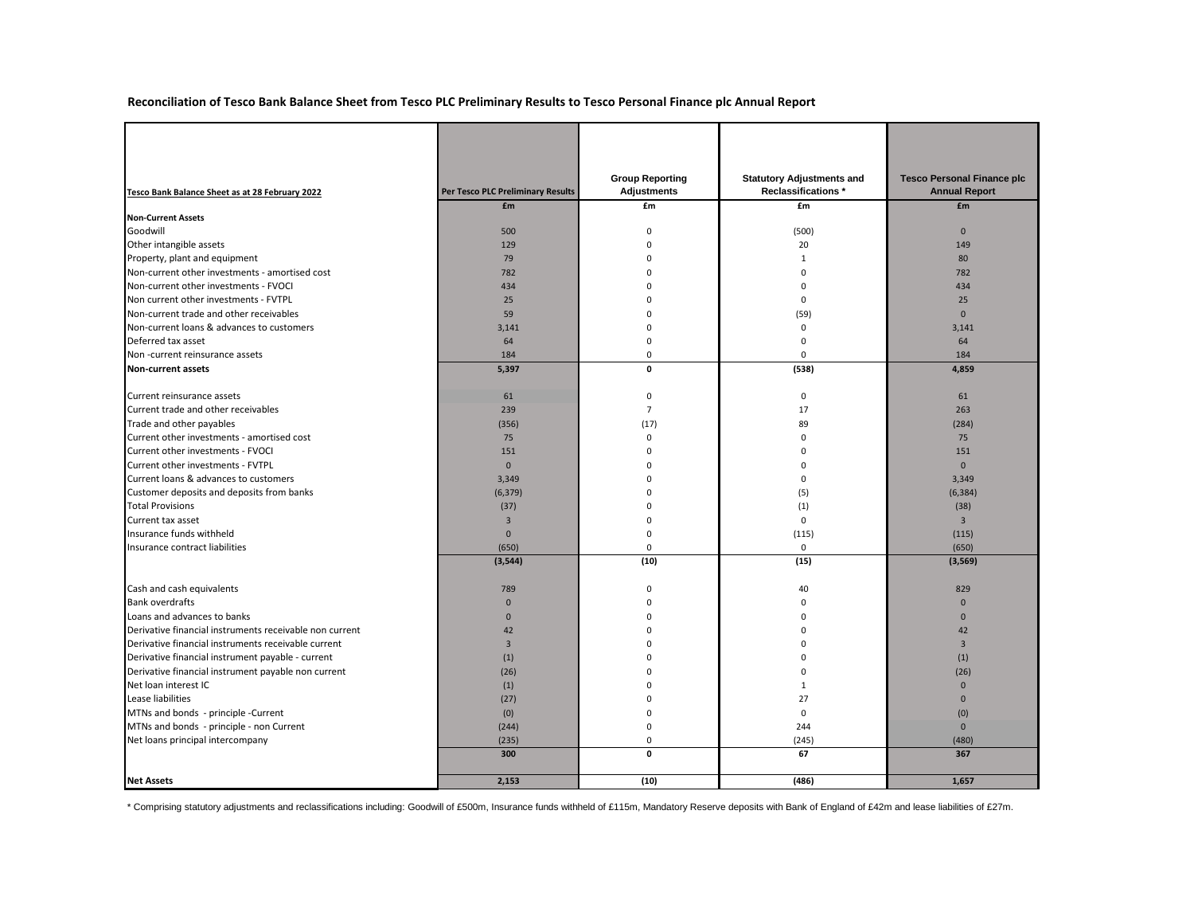**Reconciliation of Tesco Bank Balance Sheet from Tesco PLC Preliminary Results to Tesco Personal Finance plc Annual Report**

| Tesco Bank Balance Sheet as at 28 February 2022 | Per Tesco PLC Preliminary Results | Group Reporting Adjustments | Statutory Adjustments and Reclassifications * | Tesco Personal Finance plc Annual Report |
|---|---|---|---|---|
| | £m | £m | £m | £m |
| **Non-Current Assets** | | | | |
| Goodwill | 500 | 0 | (500) | 0 |
| Other intangible assets | 129 | 0 | 20 | 149 |
| Property, plant and equipment | 79 | 0 | 1 | 80 |
| Non-current other investments - amortised cost | 782 | 0 | 0 | 782 |
| Non-current other investments - FVOCI | 434 | 0 | 0 | 434 |
| Non current other investments - FVTPL | 25 | 0 | 0 | 25 |
| Non-current trade and other receivables | 59 | 0 | (59) | 0 |
| Non-current loans & advances to customers | 3,141 | 0 | 0 | 3,141 |
| Deferred tax asset | 64 | 0 | 0 | 64 |
| Non -current reinsurance assets | 184 | 0 | 0 | 184 |
| **Non-current assets** | **5,397** | **0** | **(538)** | **4,859** |
| | | | | |
| Current reinsurance assets | 61 | 0 | 0 | 61 |
| Current trade and other receivables | 239 | 7 | 17 | 263 |
| Trade and other payables | (356) | (17) | 89 | (284) |
| Current other investments - amortised cost | 75 | 0 | 0 | 75 |
| Current other investments - FVOCI | 151 | 0 | 0 | 151 |
| Current other investments - FVTPL | 0 | 0 | 0 | 0 |
| Current loans & advances to customers | 3,349 | 0 | 0 | 3,349 |
| Customer deposits and deposits from banks | (6,379) | 0 | (5) | (6,384) |
| Total Provisions | (37) | 0 | (1) | (38) |
| Current tax asset | 3 | 0 | 0 | 3 |
| Insurance funds withheld | 0 | 0 | (115) | (115) |
| Insurance contract liabilities | (650) | 0 | 0 | (650) |
| | **(3,544)** | **(10)** | **(15)** | **(3,569)** |
| | | | | |
| Cash and cash equivalents | 789 | 0 | 40 | 829 |
| Bank overdrafts | 0 | 0 | 0 | 0 |
| Loans and advances to banks | 0 | 0 | 0 | 0 |
| Derivative financial instruments receivable non current | 42 | 0 | 0 | 42 |
| Derivative financial instruments receivable current | 3 | 0 | 0 | 3 |
| Derivative financial instrument payable - current | (1) | 0 | 0 | (1) |
| Derivative financial instrument payable non current | (26) | 0 | 0 | (26) |
| Net loan interest IC | (1) | 0 | 1 | 0 |
| Lease liabilities | (27) | 0 | 27 | 0 |
| MTNs and bonds - principle -Current | (0) | 0 | 0 | (0) |
| MTNs and bonds - principle - non Current | (244) | 0 | 244 | 0 |
| Net loans principal intercompany | (235) | 0 | (245) | (480) |
| | **300** | **0** | **67** | **367** |
| | | | | |
| **Net Assets** | **2,153** | **(10)** | **(486)** | **1,657** |

\* Comprising statutory adjustments and reclassifications including: Goodwill of £500m, Insurance funds withheld of £115m, Mandatory Reserve deposits with Bank of England of £42m and lease liabilities of £27m.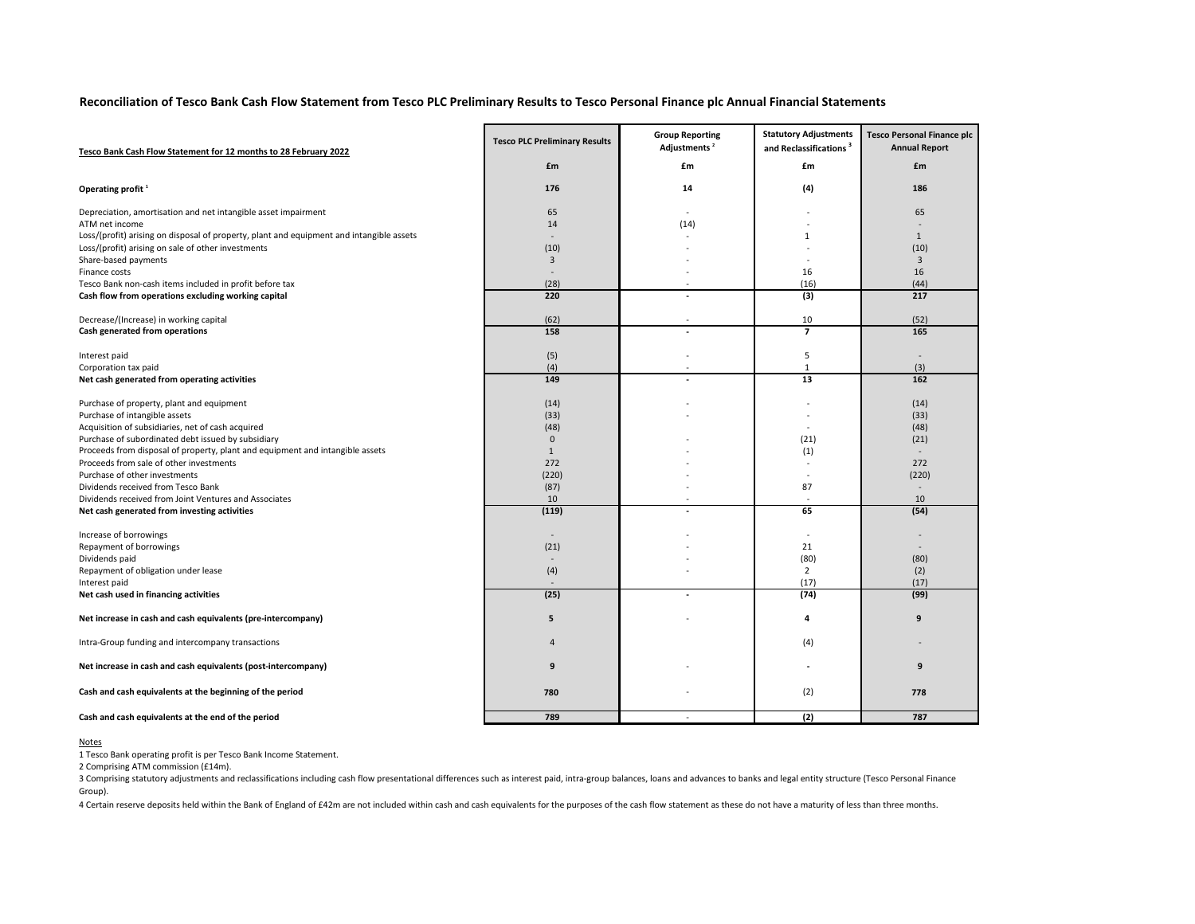## Reconciliation of Tesco Bank Cash Flow Statement from Tesco PLC Preliminary Results to Tesco Personal Finance plc Annual Financial Statements

| Tesco Bank Cash Flow Statement for 12 months to 28 February 2022 | Tesco PLC Preliminary Results | Group Reporting Adjustments [2] | Statutory Adjustments and Reclassifications [3] | Tesco Personal Finance plc Annual Report |
|---|---|---|---|---|
| | £m | £m | £m | £m |
| **Operating profit [1]** | **176** | **14** | **(4)** | **186** |
| Depreciation, amortisation and net intangible asset impairment | 65 | - | - | 65 |
| ATM net income | 14 | (14) | - | - |
| Loss/(profit) arising on disposal of property, plant and equipment and intangible assets | - | - | 1 | 1 |
| Loss/(profit) arising on sale of other investments | (10) | - | - | (10) |
| Share-based payments | 3 | - | - | 3 |
| Finance costs | - | - | 16 | 16 |
| Tesco Bank non-cash items included in profit before tax | (28) | - | (16) | (44) |
| **Cash flow from operations excluding working capital** | **220** | **-** | **(3)** | **217** |
| Decrease/(Increase) in working capital | (62) | - | 10 | (52) |
| **Cash generated from operations** | **158** | **-** | **7** | **165** |
| Interest paid | (5) | - | 5 | - |
| Corporation tax paid | (4) | - | 1 | (3) |
| **Net cash generated from operating activities** | **149** | **-** | **13** | **162** |
| Purchase of property, plant and equipment | (14) | - | - | (14) |
| Purchase of intangible assets | (33) | - | - | (33) |
| Acquisition of subsidiaries, net of cash acquired | (48) | | - | (48) |
| Purchase of subordinated debt issued by subsidiary | 0 | - | (21) | (21) |
| Proceeds from disposal of property, plant and equipment and intangible assets | 1 | - | (1) | - |
| Proceeds from sale of other investments | 272 | - | - | 272 |
| Purchase of other investments | (220) | - | - | (220) |
| Dividends received from Tesco Bank | (87) | - | 87 | - |
| Dividends received from Joint Ventures and Associates | 10 | - | - | 10 |
| **Net cash generated from investing activities** | **(119)** | **-** | **65** | **(54)** |
| Increase of borrowings | - | - | - | - |
| Repayment of borrowings | (21) | - | 21 | - |
| Dividends paid | - | - | (80) | (80) |
| Repayment of obligation under lease | (4) | - | 2 | (2) |
| Interest paid | - | | (17) | (17) |
| **Net cash used in financing activities** | **(25)** | **-** | **(74)** | **(99)** |
| **Net increase in cash and cash equivalents (pre-intercompany)** | **5** | - | **4** | **9** |
| Intra-Group funding and intercompany transactions | 4 | | (4) | - |
| **Net increase in cash and cash equivalents (post-intercompany)** | **9** | - | **-** | **9** |
| **Cash and cash equivalents at the beginning of the period** | **780** | - | (2) | **778** |
| **Cash and cash equivalents at the end of the period** | **789** | - | **(2)** | **787** |

Notes

1 Tesco Bank operating profit is per Tesco Bank Income Statement.

2 Comprising ATM commission (£14m).

3 Comprising statutory adjustments and reclassifications including cash flow presentational differences such as interest paid, intra-group balances, loans and advances to banks and legal entity structure (Tesco Personal Finance Group).

4 Certain reserve deposits held within the Bank of England of £42m are not included within cash and cash equivalents for the purposes of the cash flow statement as these do not have a maturity of less than three months.